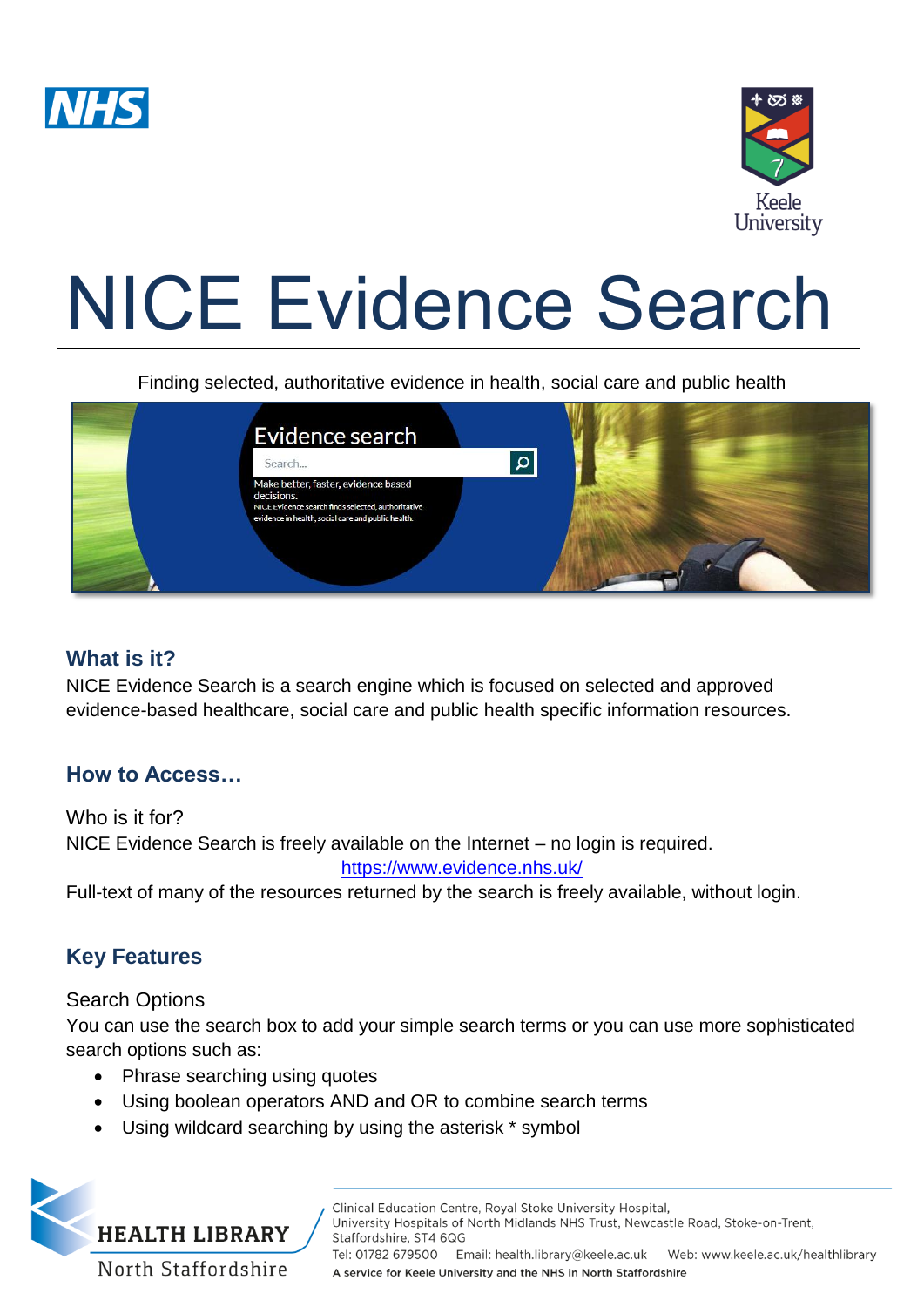# NICE Evidence Search

Finding selected, authoritative evidence in health, social care and public health

## What is it?

NICE Evidence Search is a search engine which is focused on selected and approved evidence-based healthcare, social care and public health specific information resources.

## How to Access…

Who is it for?

NICE Evidence Search is freely available on the Internet – no login is required.

https://www.evidence.nhs.uk/

Full-text of many of the resources returned by the search is freely available, without login.

## Key Features

Search Options

You can use the search box to add your simple search terms or you can use more sophisticated search options such as:

- Phrase searching using quotes
- Using boolean operators AND and OR to combine search terms
- Using wildcard searching by using the asterisk * symbol

HEALTH LIBRARY North Staffordshire

Clinical Education Centre, Royal Stoke University Hospital, University Hospitals of North Midlands NHS Trust, Newcastle Road, Stoke-on-Trent, Staffordshire, ST4 6QG

Tel: 01782 679500 Email: health.library@keele.ac.uk Web: www.keele.ac.uk/healthlibrary

A service for Keele University and the NHS in North Staffordshire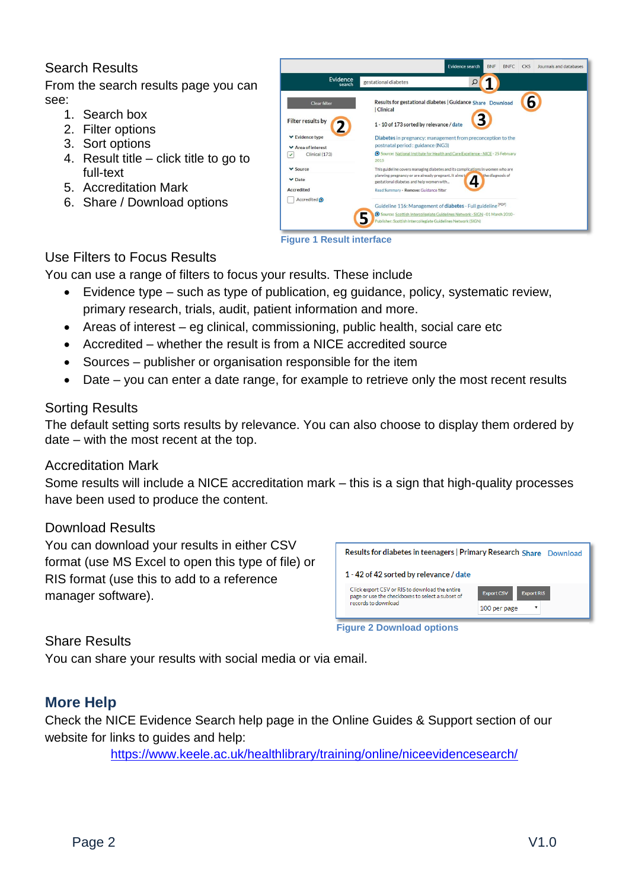## Search Results

From the search results page you can see:

1. Search box
2. Filter options
3. Sort options
4. Result title – click title to go to full-text
5. Accreditation Mark
6. Share / Download options

**Figure 1 Result interface**

## Use Filters to Focus Results

You can use a range of filters to focus your results. These include

- Evidence type – such as type of publication, eg guidance, policy, systematic review, primary research, trials, audit, patient information and more.
- Areas of interest – eg clinical, commissioning, public health, social care etc
- Accredited – whether the result is from a NICE accredited source
- Sources – publisher or organisation responsible for the item
- Date – you can enter a date range, for example to retrieve only the most recent results

## Sorting Results

The default setting sorts results by relevance. You can also choose to display them ordered by date – with the most recent at the top.

## Accreditation Mark

Some results will include a NICE accreditation mark – this is a sign that high-quality processes have been used to produce the content.

## Download Results

You can download your results in either CSV format (use MS Excel to open this type of file) or RIS format (use this to add to a reference manager software).

**Figure 2 Download options**

## Share Results

You can share your results with social media or via email.

# More Help

Check the NICE Evidence Search help page in the Online Guides & Support section of our website for links to guides and help:

https://www.keele.ac.uk/healthlibrary/training/online/niceevidencesearch/

V1.0